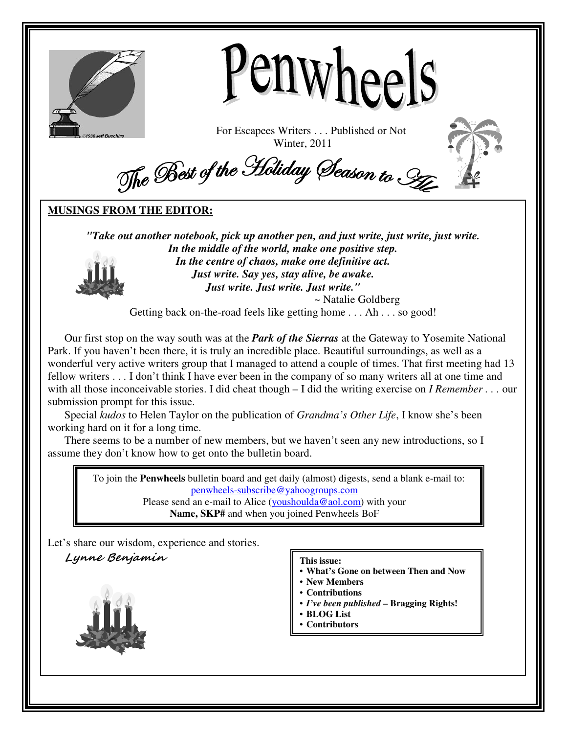# Penwheels

For Escapees Writers . . . Published or Not
Winter, 2011

*The Best of the Holiday Season to All*

## MUSINGS FROM THE EDITOR:

***"Take out another notebook, pick up another pen, and just write, just write, just write.***
***In the middle of the world, make one positive step.***
***In the centre of chaos, make one definitive act.***
***Just write. Say yes, stay alive, be awake.***
***Just write. Just write. Just write."***

~ Natalie Goldberg

Getting back on-the-road feels like getting home . . . Ah . . . so good!

Our first stop on the way south was at the ***Park of the Sierras*** at the Gateway to Yosemite National Park. If you haven't been there, it is truly an incredible place. Beautiful surroundings, as well as a wonderful very active writers group that I managed to attend a couple of times. That first meeting had 13 fellow writers . . . I don't think I have ever been in the company of so many writers all at one time and with all those inconceivable stories. I did cheat though – I did the writing exercise on *I Remember* . . . our submission prompt for this issue.

Special *kudos* to Helen Taylor on the publication of *Grandma's Other Life*, I know she's been working hard on it for a long time.

There seems to be a number of new members, but we haven't seen any new introductions, so I assume they don't know how to get onto the bulletin board.

> To join the **Penwheels** bulletin board and get daily (almost) digests, send a blank e-mail to: penwheels-subscribe@yahoogroups.com
> Please send an e-mail to Alice (youshoulda@aol.com) with your **Name, SKP#** and when you joined Penwheels BoF

Let's share our wisdom, experience and stories.

*Lynne Benjamin*

**This issue:**

- **What's Gone on between Then and Now**
- **New Members**
- **Contributions**
- ***I've been published* – Bragging Rights!**
- **BLOG List**
- **Contributors**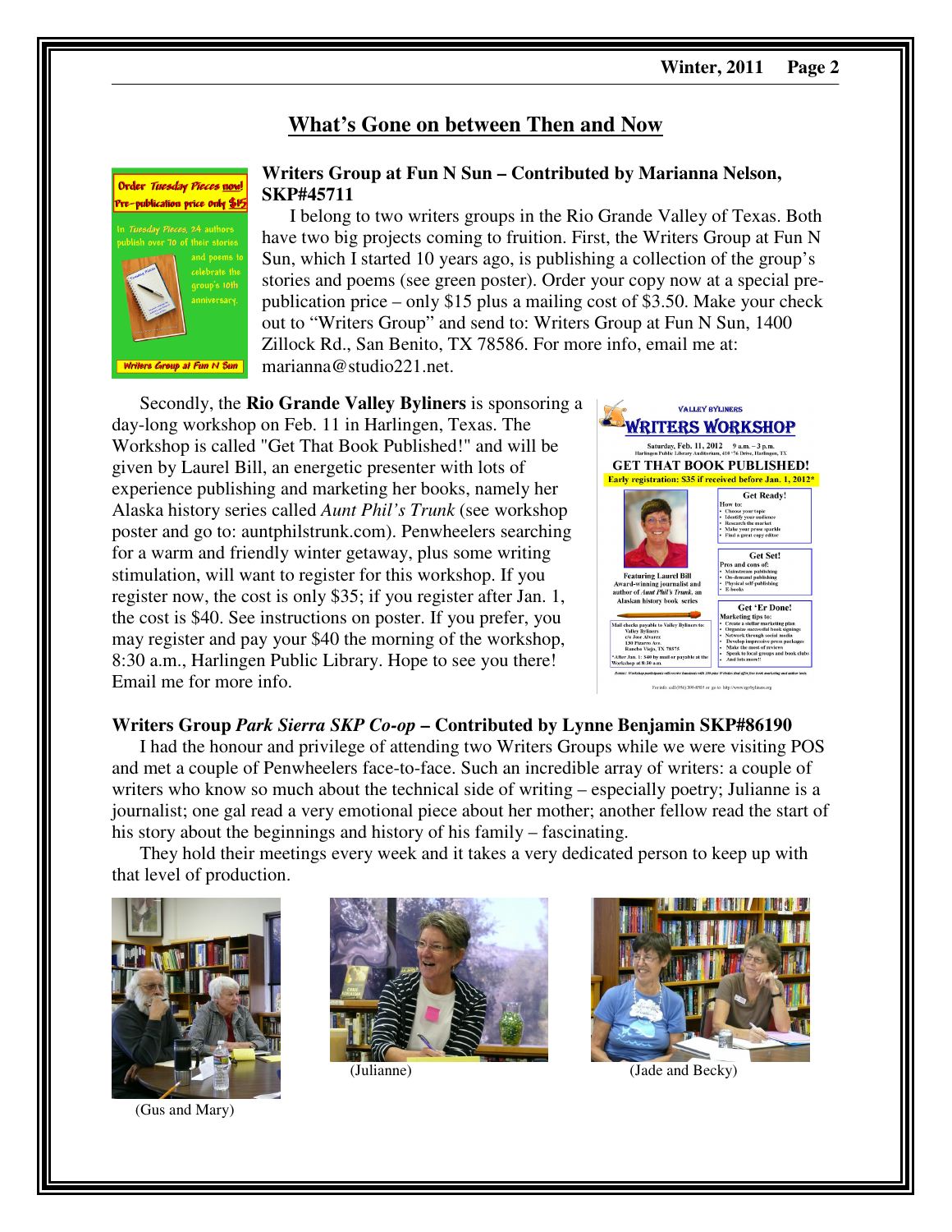## What's Gone on between Then and Now

### Writers Group at Fun N Sun – Contributed by Marianna Nelson, SKP#45711

I belong to two writers groups in the Rio Grande Valley of Texas. Both have two big projects coming to fruition. First, the Writers Group at Fun N Sun, which I started 10 years ago, is publishing a collection of the group's stories and poems (see green poster). Order your copy now at a special pre-publication price – only $15 plus a mailing cost of $3.50. Make your check out to "Writers Group" and send to: Writers Group at Fun N Sun, 1400 Zillock Rd., San Benito, TX 78586. For more info, email me at: marianna@studio221.net.

Secondly, the **Rio Grande Valley Byliners** is sponsoring a day-long workshop on Feb. 11 in Harlingen, Texas. The Workshop is called "Get That Book Published!" and will be given by Laurel Bill, an energetic presenter with lots of experience publishing and marketing her books, namely her Alaska history series called *Aunt Phil's Trunk* (see workshop poster and go to: auntphilstrunk.com). Penwheelers searching for a warm and friendly winter getaway, plus some writing stimulation, will want to register for this workshop. If you register now, the cost is only $35; if you register after Jan. 1, the cost is $40. See instructions on poster. If you prefer, you may register and pay your $40 the morning of the workshop, 8:30 a.m., Harlingen Public Library. Hope to see you there! Email me for more info.

### Writers Group *Park Sierra SKP Co-op* – Contributed by Lynne Benjamin SKP#86190

I had the honour and privilege of attending two Writers Groups while we were visiting POS and met a couple of Penwheelers face-to-face. Such an incredible array of writers: a couple of writers who know so much about the technical side of writing – especially poetry; Julianne is a journalist; one gal read a very emotional piece about her mother; another fellow read the start of his story about the beginnings and history of his family – fascinating.

They hold their meetings every week and it takes a very dedicated person to keep up with that level of production.

(Gus and Mary)

(Julianne)

(Jade and Becky)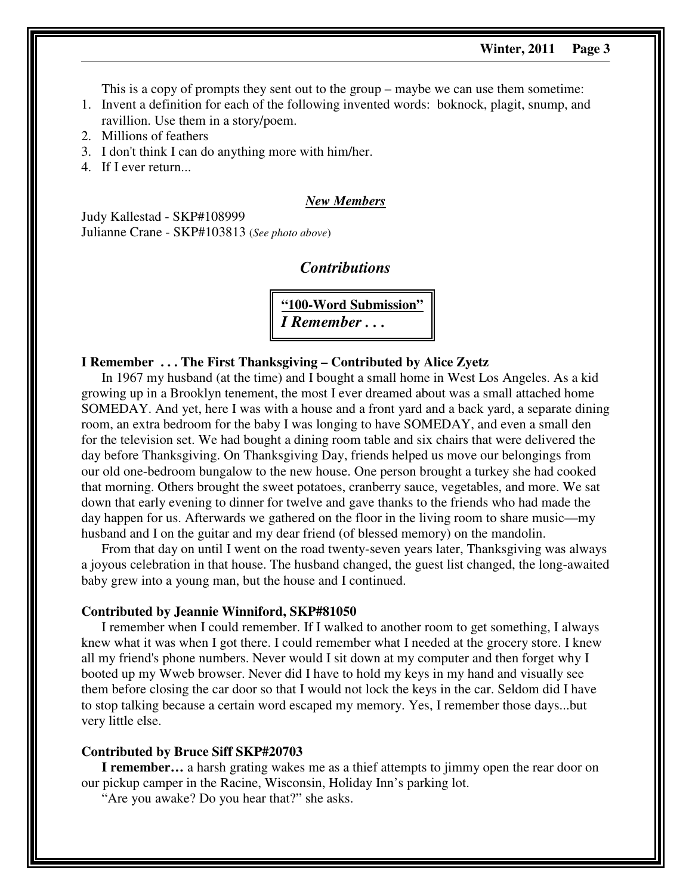This is a copy of prompts they sent out to the group – maybe we can use them sometime:

1. Invent a definition for each of the following invented words: boknock, plagit, snump, and ravillion. Use them in a story/poem.
2. Millions of feathers
3. I don't think I can do anything more with him/her.
4. If I ever return...

***New Members***

Judy Kallestad - SKP#108999
Julianne Crane - SKP#103813 (*See photo above*)

## *Contributions*

**"100-Word Submission"**
***I Remember . . .***

**I Remember . . . The First Thanksgiving – Contributed by Alice Zyetz**

In 1967 my husband (at the time) and I bought a small home in West Los Angeles. As a kid growing up in a Brooklyn tenement, the most I ever dreamed about was a small attached home SOMEDAY. And yet, here I was with a house and a front yard and a back yard, a separate dining room, an extra bedroom for the baby I was longing to have SOMEDAY, and even a small den for the television set. We had bought a dining room table and six chairs that were delivered the day before Thanksgiving. On Thanksgiving Day, friends helped us move our belongings from our old one-bedroom bungalow to the new house. One person brought a turkey she had cooked that morning. Others brought the sweet potatoes, cranberry sauce, vegetables, and more. We sat down that early evening to dinner for twelve and gave thanks to the friends who had made the day happen for us. Afterwards we gathered on the floor in the living room to share music—my husband and I on the guitar and my dear friend (of blessed memory) on the mandolin.

From that day on until I went on the road twenty-seven years later, Thanksgiving was always a joyous celebration in that house. The husband changed, the guest list changed, the long-awaited baby grew into a young man, but the house and I continued.

**Contributed by Jeannie Winniford, SKP#81050**

I remember when I could remember. If I walked to another room to get something, I always knew what it was when I got there. I could remember what I needed at the grocery store. I knew all my friend's phone numbers. Never would I sit down at my computer and then forget why I booted up my Wweb browser. Never did I have to hold my keys in my hand and visually see them before closing the car door so that I would not lock the keys in the car. Seldom did I have to stop talking because a certain word escaped my memory. Yes, I remember those days...but very little else.

**Contributed by Bruce Siff SKP#20703**

**I remember…** a harsh grating wakes me as a thief attempts to jimmy open the rear door on our pickup camper in the Racine, Wisconsin, Holiday Inn's parking lot.

"Are you awake? Do you hear that?" she asks.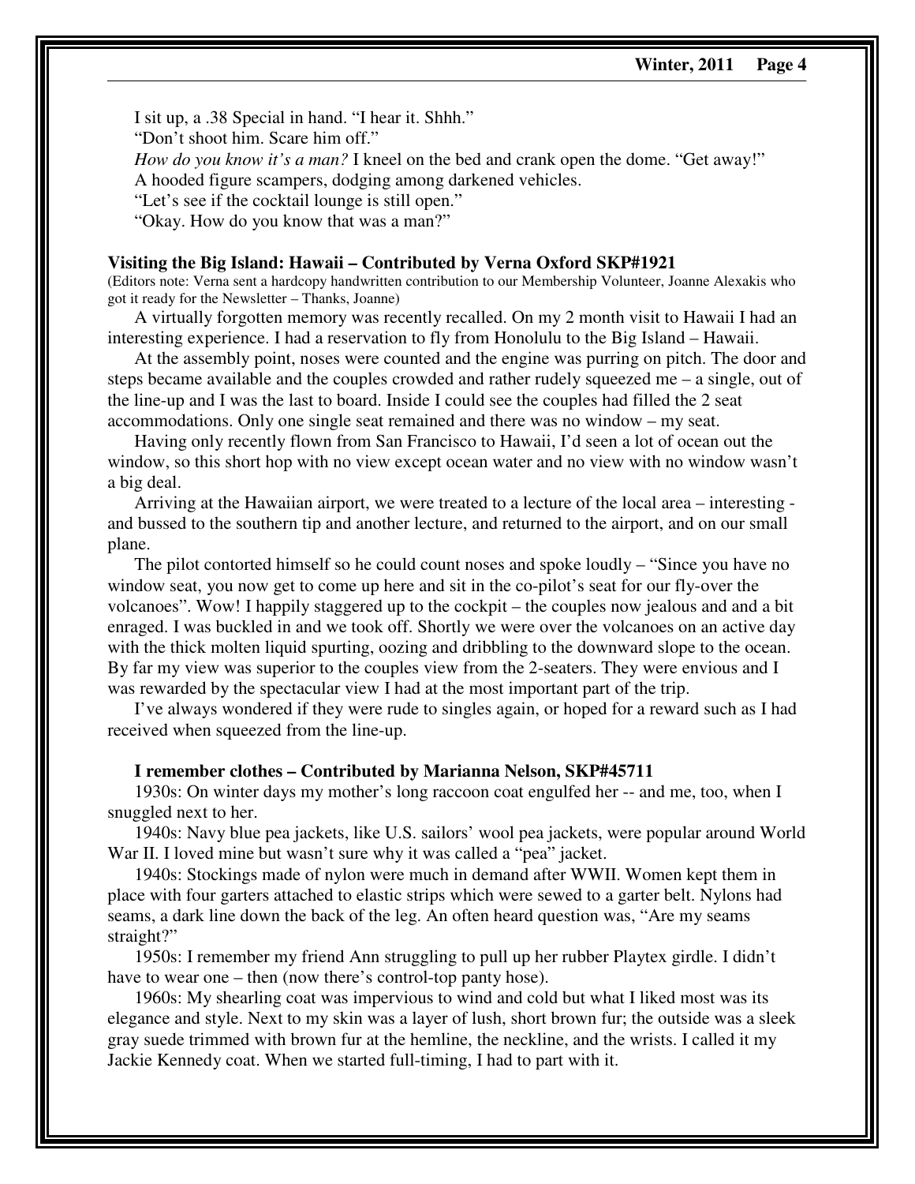I sit up, a .38 Special in hand. "I hear it. Shhh."

"Don't shoot him. Scare him off."

*How do you know it's a man?* I kneel on the bed and crank open the dome. "Get away!"

A hooded figure scampers, dodging among darkened vehicles.

"Let's see if the cocktail lounge is still open."

"Okay. How do you know that was a man?"

**Visiting the Big Island: Hawaii – Contributed by Verna Oxford SKP#1921**

(Editors note: Verna sent a hardcopy handwritten contribution to our Membership Volunteer, Joanne Alexakis who got it ready for the Newsletter – Thanks, Joanne)

A virtually forgotten memory was recently recalled. On my 2 month visit to Hawaii I had an interesting experience. I had a reservation to fly from Honolulu to the Big Island – Hawaii.

At the assembly point, noses were counted and the engine was purring on pitch. The door and steps became available and the couples crowded and rather rudely squeezed me – a single, out of the line-up and I was the last to board. Inside I could see the couples had filled the 2 seat accommodations. Only one single seat remained and there was no window – my seat.

Having only recently flown from San Francisco to Hawaii, I'd seen a lot of ocean out the window, so this short hop with no view except ocean water and no view with no window wasn't a big deal.

Arriving at the Hawaiian airport, we were treated to a lecture of the local area – interesting - and bussed to the southern tip and another lecture, and returned to the airport, and on our small plane.

The pilot contorted himself so he could count noses and spoke loudly – "Since you have no window seat, you now get to come up here and sit in the co-pilot's seat for our fly-over the volcanoes". Wow! I happily staggered up to the cockpit – the couples now jealous and and a bit enraged. I was buckled in and we took off. Shortly we were over the volcanoes on an active day with the thick molten liquid spurting, oozing and dribbling to the downward slope to the ocean. By far my view was superior to the couples view from the 2-seaters. They were envious and I was rewarded by the spectacular view I had at the most important part of the trip.

I've always wondered if they were rude to singles again, or hoped for a reward such as I had received when squeezed from the line-up.

**I remember clothes – Contributed by Marianna Nelson, SKP#45711**

1930s: On winter days my mother's long raccoon coat engulfed her -- and me, too, when I snuggled next to her.

1940s: Navy blue pea jackets, like U.S. sailors' wool pea jackets, were popular around World War II. I loved mine but wasn't sure why it was called a "pea" jacket.

1940s: Stockings made of nylon were much in demand after WWII. Women kept them in place with four garters attached to elastic strips which were sewed to a garter belt. Nylons had seams, a dark line down the back of the leg. An often heard question was, "Are my seams straight?"

1950s: I remember my friend Ann struggling to pull up her rubber Playtex girdle. I didn't have to wear one – then (now there's control-top panty hose).

1960s: My shearling coat was impervious to wind and cold but what I liked most was its elegance and style. Next to my skin was a layer of lush, short brown fur; the outside was a sleek gray suede trimmed with brown fur at the hemline, the neckline, and the wrists. I called it my Jackie Kennedy coat. When we started full-timing, I had to part with it.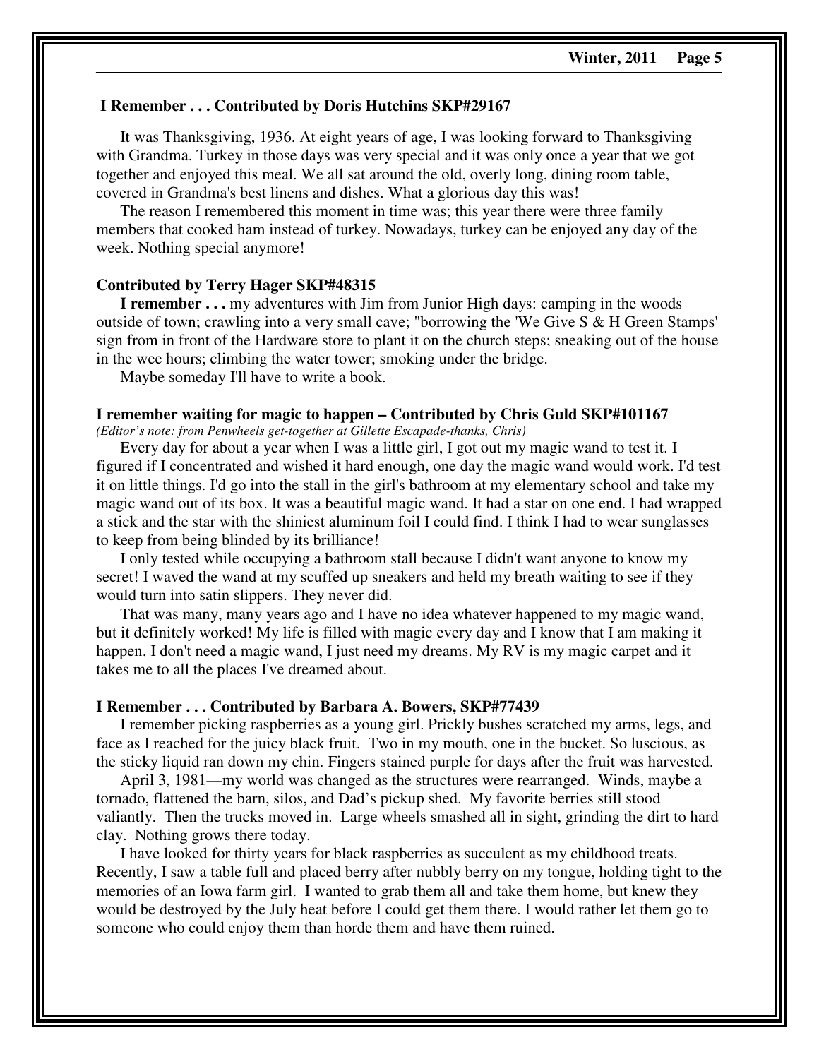### I Remember . . . Contributed by Doris Hutchins SKP#29167

It was Thanksgiving, 1936. At eight years of age, I was looking forward to Thanksgiving with Grandma. Turkey in those days was very special and it was only once a year that we got together and enjoyed this meal. We all sat around the old, overly long, dining room table, covered in Grandma's best linens and dishes. What a glorious day this was!

The reason I remembered this moment in time was; this year there were three family members that cooked ham instead of turkey. Nowadays, turkey can be enjoyed any day of the week. Nothing special anymore!

### Contributed by Terry Hager SKP#48315

**I remember . . .** my adventures with Jim from Junior High days: camping in the woods outside of town; crawling into a very small cave; "borrowing the 'We Give S & H Green Stamps' sign from in front of the Hardware store to plant it on the church steps; sneaking out of the house in the wee hours; climbing the water tower; smoking under the bridge.

Maybe someday I'll have to write a book.

### I remember waiting for magic to happen – Contributed by Chris Guld SKP#101167

*(Editor's note: from Penwheels get-together at Gillette Escapade-thanks, Chris)*

Every day for about a year when I was a little girl, I got out my magic wand to test it. I figured if I concentrated and wished it hard enough, one day the magic wand would work. I'd test it on little things. I'd go into the stall in the girl's bathroom at my elementary school and take my magic wand out of its box. It was a beautiful magic wand. It had a star on one end. I had wrapped a stick and the star with the shiniest aluminum foil I could find. I think I had to wear sunglasses to keep from being blinded by its brilliance!

I only tested while occupying a bathroom stall because I didn't want anyone to know my secret! I waved the wand at my scuffed up sneakers and held my breath waiting to see if they would turn into satin slippers. They never did.

That was many, many years ago and I have no idea whatever happened to my magic wand, but it definitely worked! My life is filled with magic every day and I know that I am making it happen. I don't need a magic wand, I just need my dreams. My RV is my magic carpet and it takes me to all the places I've dreamed about.

### I Remember . . . Contributed by Barbara A. Bowers, SKP#77439

I remember picking raspberries as a young girl. Prickly bushes scratched my arms, legs, and face as I reached for the juicy black fruit. Two in my mouth, one in the bucket. So luscious, as the sticky liquid ran down my chin. Fingers stained purple for days after the fruit was harvested.

April 3, 1981—my world was changed as the structures were rearranged. Winds, maybe a tornado, flattened the barn, silos, and Dad's pickup shed. My favorite berries still stood valiantly. Then the trucks moved in. Large wheels smashed all in sight, grinding the dirt to hard clay. Nothing grows there today.

I have looked for thirty years for black raspberries as succulent as my childhood treats. Recently, I saw a table full and placed berry after nubbly berry on my tongue, holding tight to the memories of an Iowa farm girl. I wanted to grab them all and take them home, but knew they would be destroyed by the July heat before I could get them there. I would rather let them go to someone who could enjoy them than horde them and have them ruined.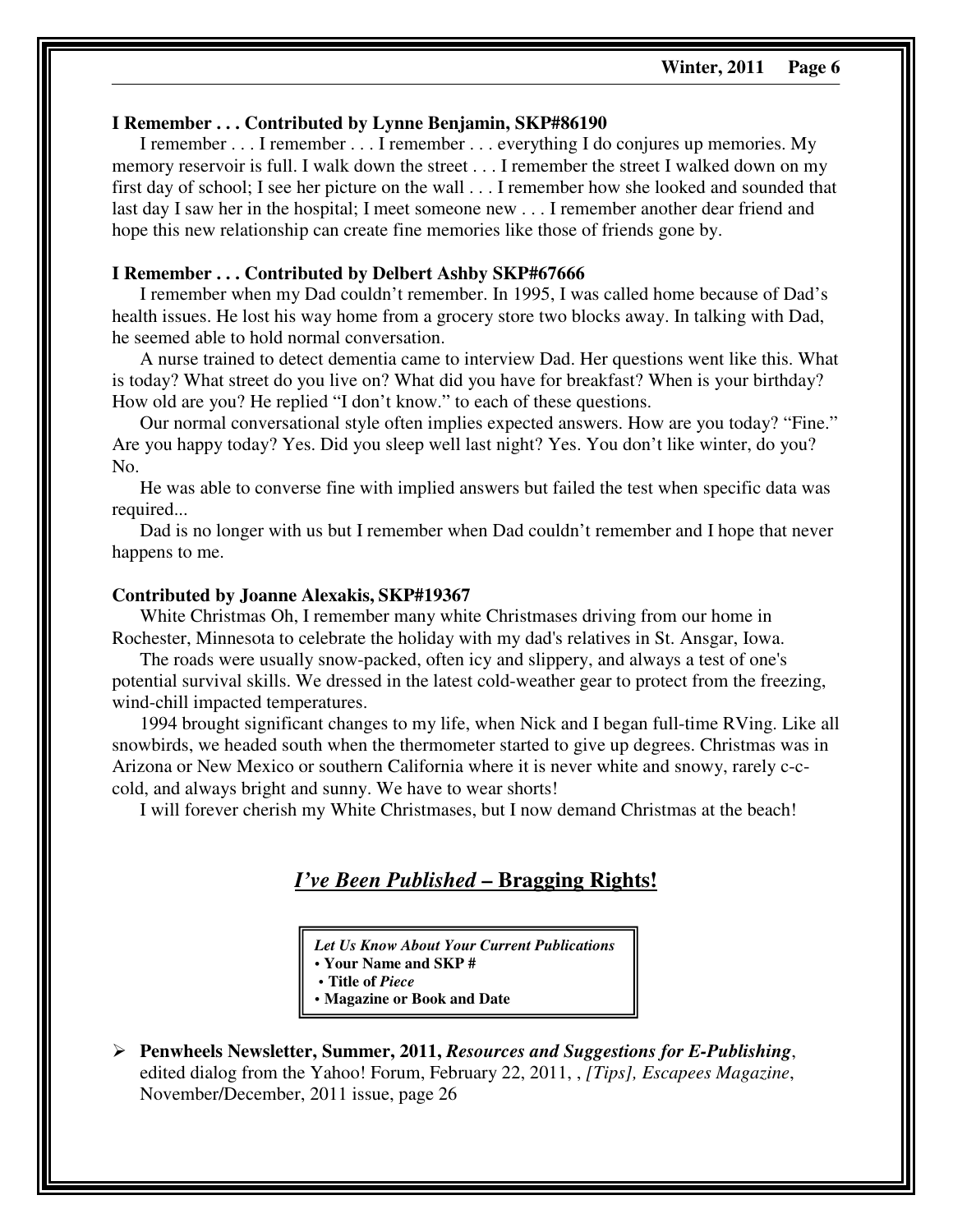**I Remember . . . Contributed by Lynne Benjamin, SKP#86190**

I remember . . . I remember . . . I remember . . . everything I do conjures up memories. My memory reservoir is full. I walk down the street . . . I remember the street I walked down on my first day of school; I see her picture on the wall . . . I remember how she looked and sounded that last day I saw her in the hospital; I meet someone new . . . I remember another dear friend and hope this new relationship can create fine memories like those of friends gone by.

**I Remember . . . Contributed by Delbert Ashby SKP#67666**

I remember when my Dad couldn't remember. In 1995, I was called home because of Dad's health issues. He lost his way home from a grocery store two blocks away. In talking with Dad, he seemed able to hold normal conversation.

A nurse trained to detect dementia came to interview Dad. Her questions went like this. What is today? What street do you live on? What did you have for breakfast? When is your birthday? How old are you? He replied "I don't know." to each of these questions.

Our normal conversational style often implies expected answers. How are you today? "Fine." Are you happy today? Yes. Did you sleep well last night? Yes. You don't like winter, do you? No.

He was able to converse fine with implied answers but failed the test when specific data was required...

Dad is no longer with us but I remember when Dad couldn't remember and I hope that never happens to me.

**Contributed by Joanne Alexakis, SKP#19367**

White Christmas Oh, I remember many white Christmases driving from our home in Rochester, Minnesota to celebrate the holiday with my dad's relatives in St. Ansgar, Iowa.

The roads were usually snow-packed, often icy and slippery, and always a test of one's potential survival skills. We dressed in the latest cold-weather gear to protect from the freezing, wind-chill impacted temperatures.

1994 brought significant changes to my life, when Nick and I began full-time RVing. Like all snowbirds, we headed south when the thermometer started to give up degrees. Christmas was in Arizona or New Mexico or southern California where it is never white and snowy, rarely c-c-cold, and always bright and sunny. We have to wear shorts!

I will forever cherish my White Christmases, but I now demand Christmas at the beach!

## *I've Been Published* – Bragging Rights!

***Let Us Know About Your Current Publications***
- **Your Name and SKP #**
- **Title of *Piece***
- **Magazine or Book and Date**

- **Penwheels Newsletter, Summer, 2011,** ***Resources and Suggestions for E-Publishing***, edited dialog from the Yahoo! Forum, February 22, 2011, , *[Tips], Escapees Magazine*, November/December, 2011 issue, page 26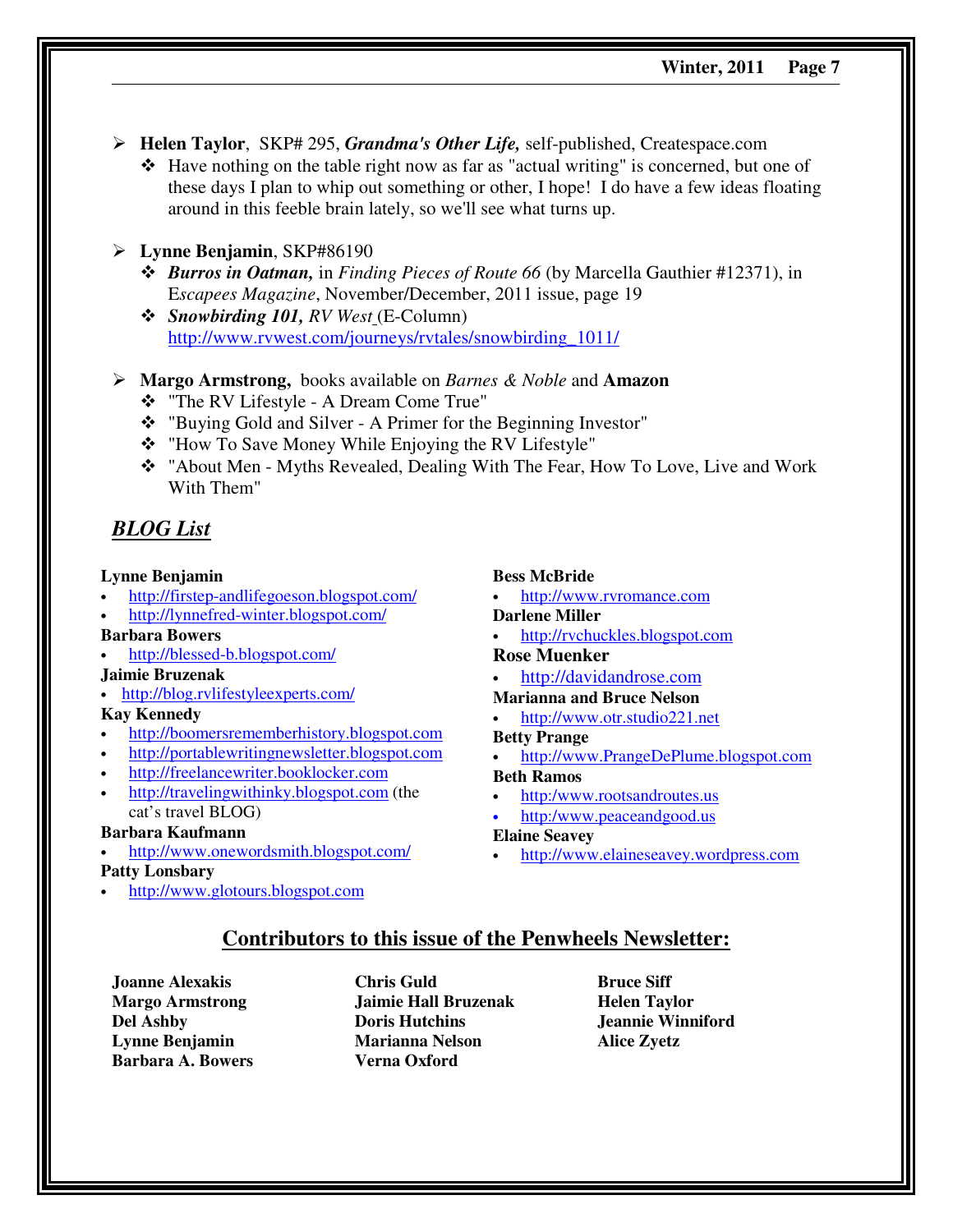- **Helen Taylor**, SKP# 295, ***Grandma's Other Life,*** self-published, Createspace.com
  - Have nothing on the table right now as far as "actual writing" is concerned, but one of these days I plan to whip out something or other, I hope! I do have a few ideas floating around in this feeble brain lately, so we'll see what turns up.

- **Lynne Benjamin**, SKP#86190
  - ***Burros in Oatman,*** in *Finding Pieces of Route 66* (by Marcella Gauthier #12371), in E*scapees Magazine*, November/December, 2011 issue, page 19
  - ***Snowbirding 101,*** *RV West* (E-Column) http://www.rvwest.com/journeys/rvtales/snowbirding_1011/

- **Margo Armstrong,** books available on *Barnes & Noble* and **Amazon**
  - "The RV Lifestyle - A Dream Come True"
  - "Buying Gold and Silver - A Primer for the Beginning Investor"
  - "How To Save Money While Enjoying the RV Lifestyle"
  - "About Men - Myths Revealed, Dealing With The Fear, How To Love, Live and Work With Them"

## ***BLOG List***

**Lynne Benjamin**
- http://firstep-andlifegoeson.blogspot.com/
- http://lynnefred-winter.blogspot.com/

**Barbara Bowers**
- http://blessed-b.blogspot.com/

**Jaimie Bruzenak**
- http://blog.rvlifestyleexperts.com/

**Kay Kennedy**
- http://boomersrememberhistory.blogspot.com
- http://portablewritingnewsletter.blogspot.com
- http://freelancewriter.booklocker.com
- http://travelingwithinky.blogspot.com (the cat's travel BLOG)

**Barbara Kaufmann**
- http://www.onewordsmith.blogspot.com/

**Patty Lonsbary**
- http://www.glotours.blogspot.com

**Bess McBride**
- http://www.rvromance.com

**Darlene Miller**
- http://rvchuckles.blogspot.com

**Rose Muenker**
- http://davidandrose.com

**Marianna and Bruce Nelson**
- http://www.otr.studio221.net

**Betty Prange**
- http://www.PrangeDePlume.blogspot.com

**Beth Ramos**
- http:/www.rootsandroutes.us
- http:/www.peaceandgood.us

**Elaine Seavey**
- http://www.elaineseavey.wordpress.com

## Contributors to this issue of the Penwheels Newsletter:

**Joanne Alexakis**
**Margo Armstrong**
**Del Ashby**
**Lynne Benjamin**
**Barbara A. Bowers**
**Chris Guld**
**Jaimie Hall Bruzenak**
**Doris Hutchins**
**Marianna Nelson**
**Verna Oxford**
**Bruce Siff**
**Helen Taylor**
**Jeannie Winniford**
**Alice Zyetz**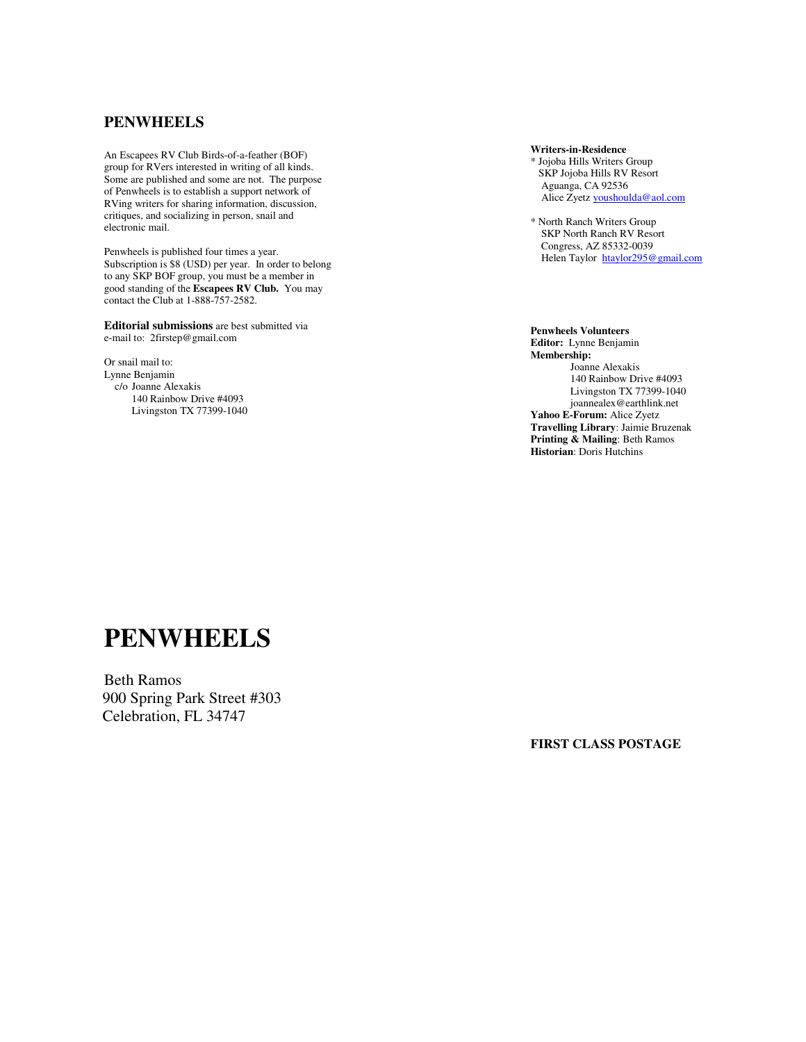## PENWHEELS

An Escapees RV Club Birds-of-a-feather (BOF) group for RVers interested in writing of all kinds. Some are published and some are not. The purpose of Penwheels is to establish a support network of RVing writers for sharing information, discussion, critiques, and socializing in person, snail and electronic mail.

Penwheels is published four times a year. Subscription is $8 (USD) per year. In order to belong to any SKP BOF group, you must be a member in good standing of the **Escapees RV Club.** You may contact the Club at 1-888-757-2582.

**Editorial submissions** are best submitted via e-mail to: 2firstep@gmail.com

Or snail mail to:
Lynne Benjamin
c/o Joanne Alexakis
140 Rainbow Drive #4093
Livingston TX 77399-1040

**Writers-in-Residence**

* Jojoba Hills Writers Group
  SKP Jojoba Hills RV Resort
  Aguanga, CA 92536
  Alice Zyetz youshoulda@aol.com

* North Ranch Writers Group
  SKP North Ranch RV Resort
  Congress, AZ 85332-0039
  Helen Taylor htaylor295@gmail.com

**Penwheels Volunteers**
**Editor:** Lynne Benjamin
**Membership:**
Joanne Alexakis
140 Rainbow Drive #4093
Livingston TX 77399-1040
joannealex@earthlink.net
**Yahoo E-Forum:** Alice Zyetz
**Travelling Library**: Jaimie Bruzenak
**Printing & Mailing**: Beth Ramos
**Historian**: Doris Hutchins

# PENWHEELS

Beth Ramos
900 Spring Park Street #303
Celebration, FL 34747

**FIRST CLASS POSTAGE**